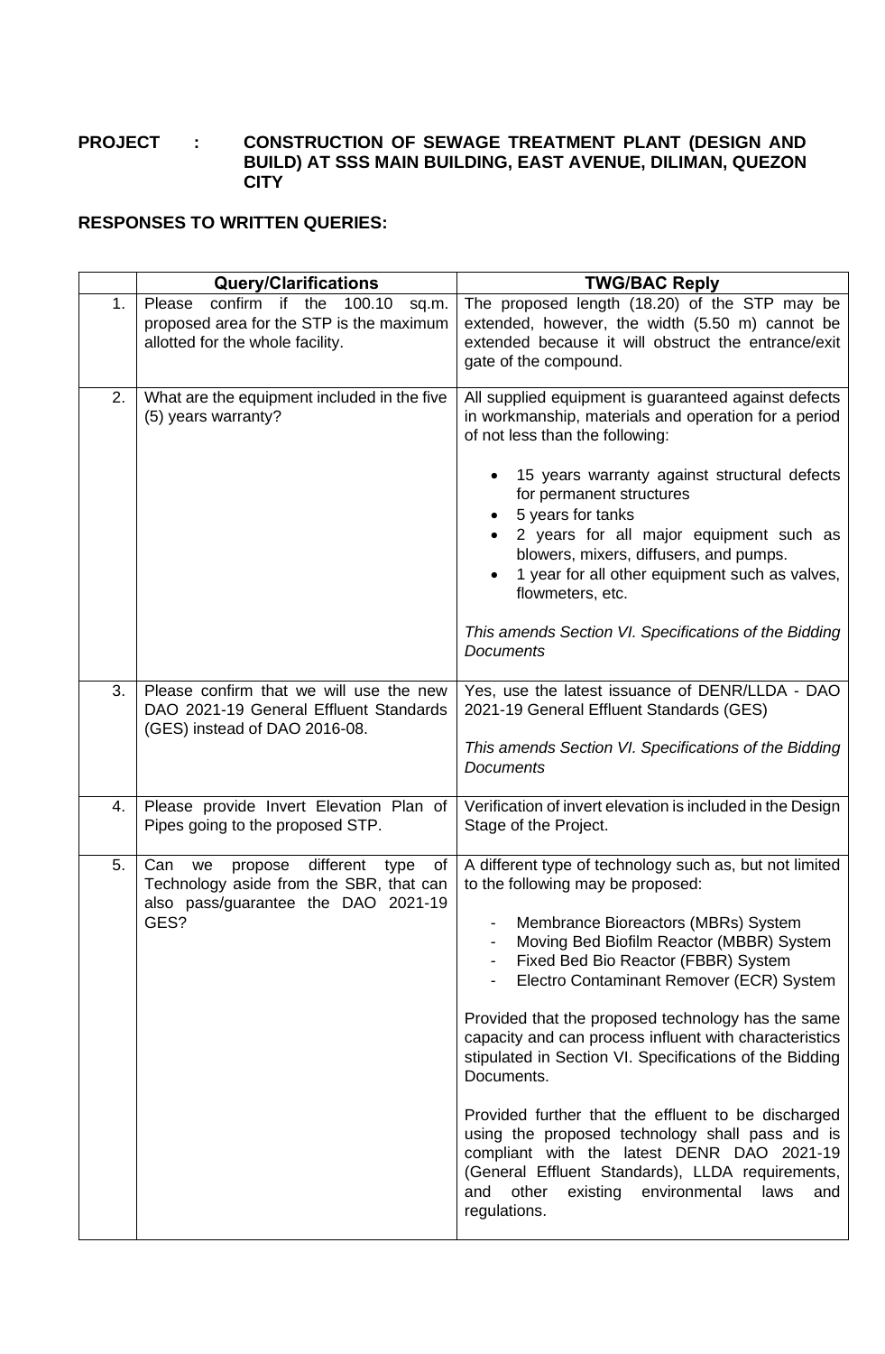**PROJECT : CONSTRUCTION OF SEWAGE TREATMENT PLANT (DESIGN AND BUILD) AT SSS MAIN BUILDING, EAST AVENUE, DILIMAN, QUEZON CITY**

**RESPONSES TO WRITTEN QUERIES:**

| | Query/Clarifications | TWG/BAC Reply |
|---|---|---|
| 1. | Please confirm if the 100.10 sq.m. proposed area for the STP is the maximum allotted for the whole facility. | The proposed length (18.20) of the STP may be extended, however, the width (5.50 m) cannot be extended because it will obstruct the entrance/exit gate of the compound. |
| 2. | What are the equipment included in the five (5) years warranty? | All supplied equipment is guaranteed against defects in workmanship, materials and operation for a period of not less than the following:<br><br>• 15 years warranty against structural defects for permanent structures<br>• 5 years for tanks<br>• 2 years for all major equipment such as blowers, mixers, diffusers, and pumps.<br>• 1 year for all other equipment such as valves, flowmeters, etc.<br><br>*This amends Section VI. Specifications of the Bidding Documents* |
| 3. | Please confirm that we will use the new DAO 2021-19 General Effluent Standards (GES) instead of DAO 2016-08. | Yes, use the latest issuance of DENR/LLDA - DAO 2021-19 General Effluent Standards (GES)<br><br>*This amends Section VI. Specifications of the Bidding Documents* |
| 4. | Please provide Invert Elevation Plan of Pipes going to the proposed STP. | Verification of invert elevation is included in the Design Stage of the Project. |
| 5. | Can we propose different type of Technology aside from the SBR, that can also pass/guarantee the DAO 2021-19 GES? | A different type of technology such as, but not limited to the following may be proposed:<br><br>- Membrance Bioreactors (MBRs) System<br>- Moving Bed Biofilm Reactor (MBBR) System<br>- Fixed Bed Bio Reactor (FBBR) System<br>- Electro Contaminant Remover (ECR) System<br><br>Provided that the proposed technology has the same capacity and can process influent with characteristics stipulated in Section VI. Specifications of the Bidding Documents.<br><br>Provided further that the effluent to be discharged using the proposed technology shall pass and is compliant with the latest DENR DAO 2021-19 (General Effluent Standards), LLDA requirements, and other existing environmental laws and regulations. |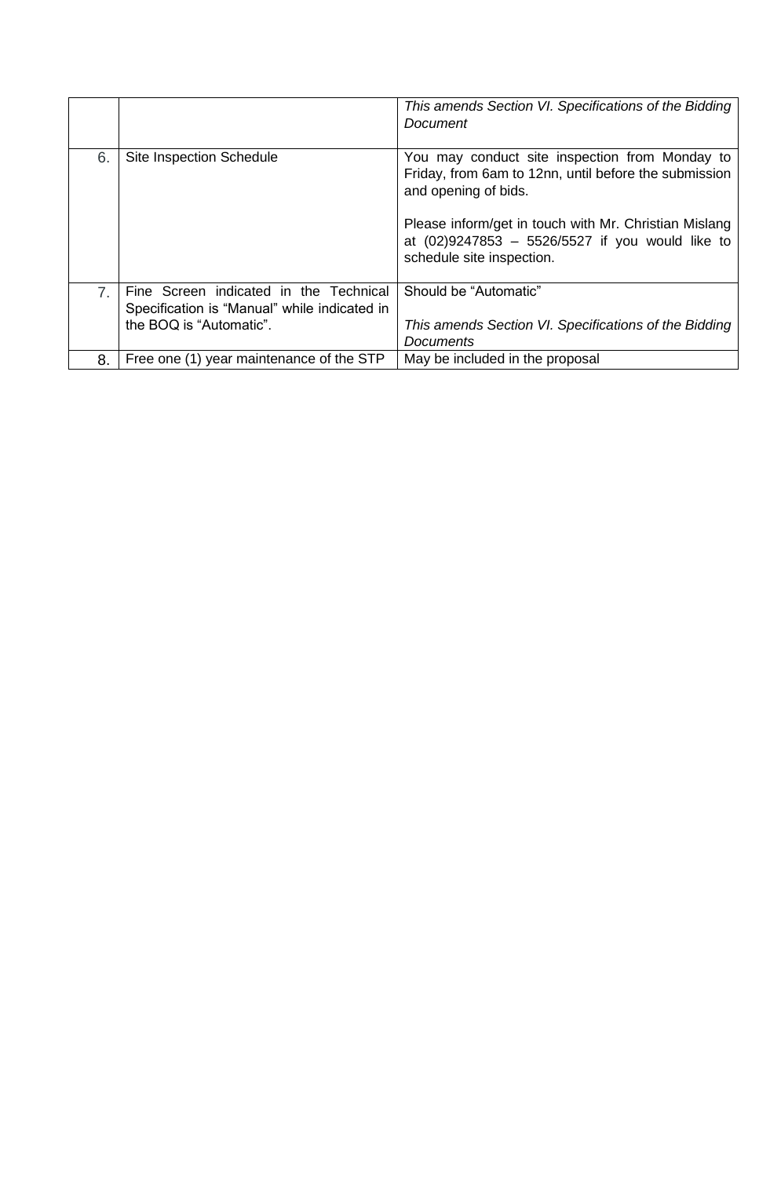| | | |
|---|---|---|
| | | *This amends Section VI. Specifications of the Bidding Document* |
| 6. | Site Inspection Schedule | You may conduct site inspection from Monday to Friday, from 6am to 12nn, until before the submission and opening of bids.<br><br>Please inform/get in touch with Mr. Christian Mislang at (02)9247853 – 5526/5527 if you would like to schedule site inspection. |
| 7. | Fine Screen indicated in the Technical Specification is “Manual” while indicated in the BOQ is “Automatic”. | Should be “Automatic”<br><br>*This amends Section VI. Specifications of the Bidding Documents* |
| 8. | Free one (1) year maintenance of the STP | May be included in the proposal |